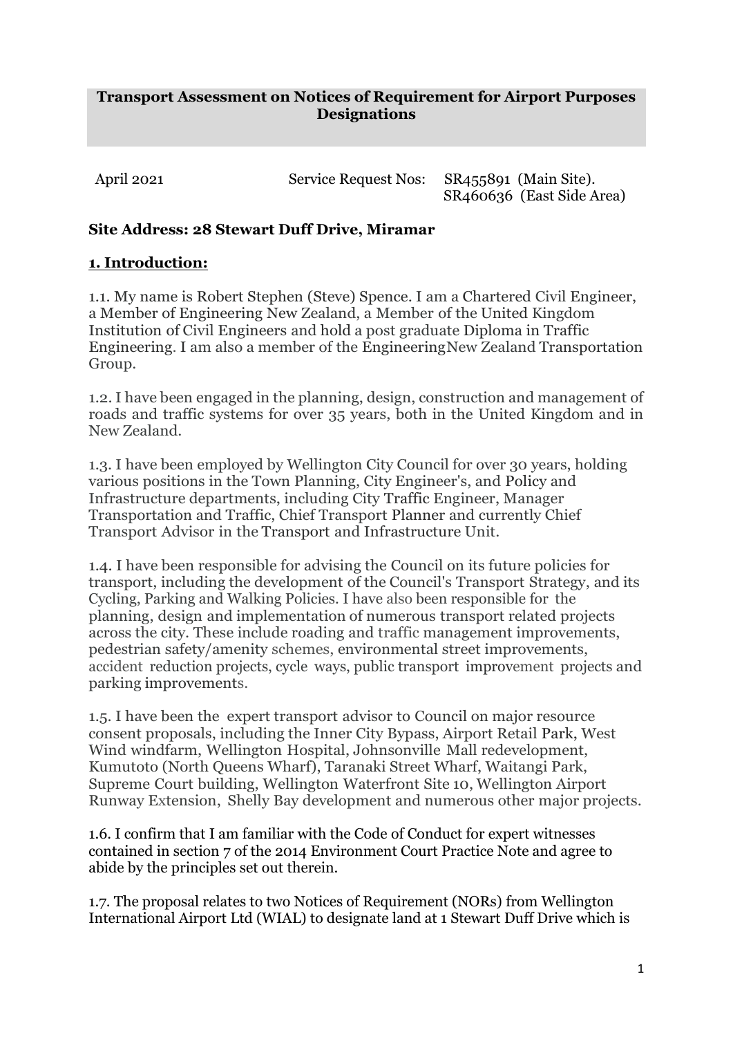# Transport Assessment on Notices of Requirement for Airport Purposes Designations

April 2021 Service Request Nos: SR455891 (Main Site). SR460636 (East Side Area)

**Site Address: 28 Stewart Duff Drive, Miramar**

## 1. Introduction:

1.1. My name is Robert Stephen (Steve) Spence. I am a Chartered Civil Engineer, a Member of Engineering New Zealand, a Member of the United Kingdom Institution of Civil Engineers and hold a post graduate Diploma in Traffic Engineering. I am also a member of the EngineeringNew Zealand Transportation Group.

1.2. I have been engaged in the planning, design, construction and management of roads and traffic systems for over 35 years, both in the United Kingdom and in New Zealand.

1.3. I have been employed by Wellington City Council for over 30 years, holding various positions in the Town Planning, City Engineer's, and Policy and Infrastructure departments, including City Traffic Engineer, Manager Transportation and Traffic, Chief Transport Planner and currently Chief Transport Advisor in the Transport and Infrastructure Unit.

1.4. I have been responsible for advising the Council on its future policies for transport, including the development of the Council's Transport Strategy, and its Cycling, Parking and Walking Policies. I have also been responsible for the planning, design and implementation of numerous transport related projects across the city. These include roading and traffic management improvements, pedestrian safety/amenity schemes, environmental street improvements, accident reduction projects, cycle ways, public transport improvement projects and parking improvements.

1.5. I have been the expert transport advisor to Council on major resource consent proposals, including the Inner City Bypass, Airport Retail Park, West Wind windfarm, Wellington Hospital, Johnsonville Mall redevelopment, Kumutoto (North Queens Wharf), Taranaki Street Wharf, Waitangi Park, Supreme Court building, Wellington Waterfront Site 10, Wellington Airport Runway Extension, Shelly Bay development and numerous other major projects.

1.6. I confirm that I am familiar with the Code of Conduct for expert witnesses contained in section 7 of the 2014 Environment Court Practice Note and agree to abide by the principles set out therein.

1.7. The proposal relates to two Notices of Requirement (NORs) from Wellington International Airport Ltd (WIAL) to designate land at 1 Stewart Duff Drive which is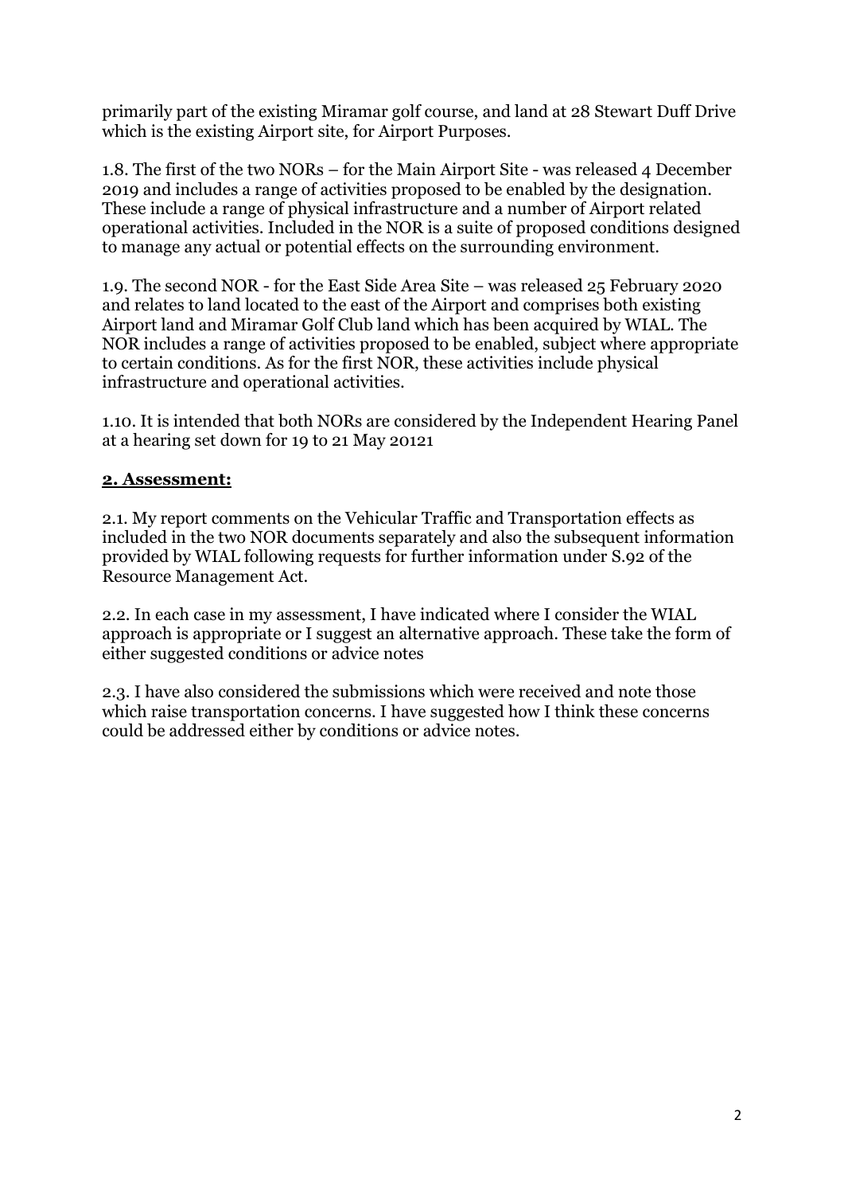primarily part of the existing Miramar golf course, and land at 28 Stewart Duff Drive which is the existing Airport site, for Airport Purposes.

1.8. The first of the two NORs – for the Main Airport Site - was released 4 December 2019 and includes a range of activities proposed to be enabled by the designation. These include a range of physical infrastructure and a number of Airport related operational activities. Included in the NOR is a suite of proposed conditions designed to manage any actual or potential effects on the surrounding environment.

1.9. The second NOR - for the East Side Area Site – was released 25 February 2020 and relates to land located to the east of the Airport and comprises both existing Airport land and Miramar Golf Club land which has been acquired by WIAL. The NOR includes a range of activities proposed to be enabled, subject where appropriate to certain conditions. As for the first NOR, these activities include physical infrastructure and operational activities.

1.10. It is intended that both NORs are considered by the Independent Hearing Panel at a hearing set down for 19 to 21 May 20121

## 2. Assessment:

2.1. My report comments on the Vehicular Traffic and Transportation effects as included in the two NOR documents separately and also the subsequent information provided by WIAL following requests for further information under S.92 of the Resource Management Act.

2.2. In each case in my assessment, I have indicated where I consider the WIAL approach is appropriate or I suggest an alternative approach. These take the form of either suggested conditions or advice notes

2.3. I have also considered the submissions which were received and note those which raise transportation concerns. I have suggested how I think these concerns could be addressed either by conditions or advice notes.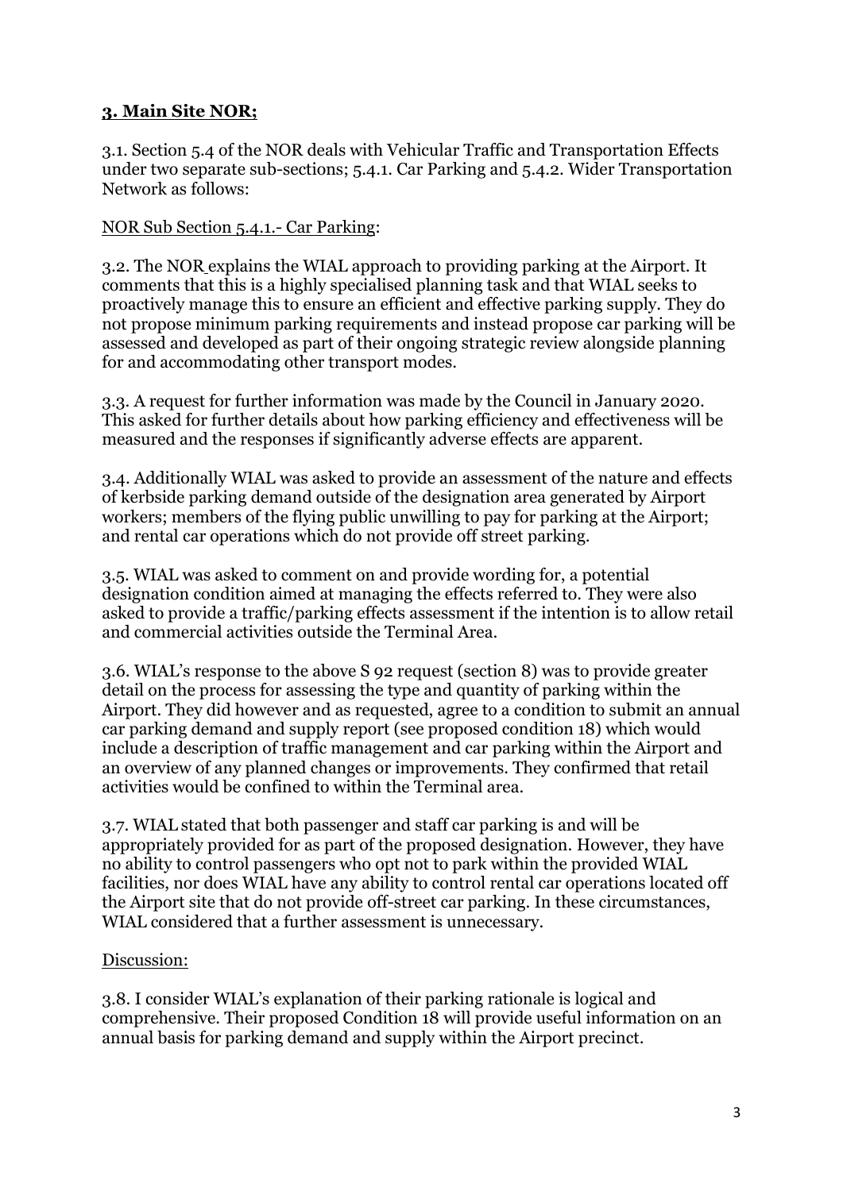## **3. Main Site NOR;**

3.1. Section 5.4 of the NOR deals with Vehicular Traffic and Transportation Effects under two separate sub-sections; 5.4.1. Car Parking and 5.4.2. Wider Transportation Network as follows:

NOR Sub Section 5.4.1.- Car Parking:

3.2. The NOR explains the WIAL approach to providing parking at the Airport. It comments that this is a highly specialised planning task and that WIAL seeks to proactively manage this to ensure an efficient and effective parking supply. They do not propose minimum parking requirements and instead propose car parking will be assessed and developed as part of their ongoing strategic review alongside planning for and accommodating other transport modes.

3.3. A request for further information was made by the Council in January 2020. This asked for further details about how parking efficiency and effectiveness will be measured and the responses if significantly adverse effects are apparent.

3.4. Additionally WIAL was asked to provide an assessment of the nature and effects of kerbside parking demand outside of the designation area generated by Airport workers; members of the flying public unwilling to pay for parking at the Airport; and rental car operations which do not provide off street parking.

3.5. WIAL was asked to comment on and provide wording for, a potential designation condition aimed at managing the effects referred to. They were also asked to provide a traffic/parking effects assessment if the intention is to allow retail and commercial activities outside the Terminal Area.

3.6. WIAL's response to the above S 92 request (section 8) was to provide greater detail on the process for assessing the type and quantity of parking within the Airport. They did however and as requested, agree to a condition to submit an annual car parking demand and supply report (see proposed condition 18) which would include a description of traffic management and car parking within the Airport and an overview of any planned changes or improvements. They confirmed that retail activities would be confined to within the Terminal area.

3.7. WIAL stated that both passenger and staff car parking is and will be appropriately provided for as part of the proposed designation. However, they have no ability to control passengers who opt not to park within the provided WIAL facilities, nor does WIAL have any ability to control rental car operations located off the Airport site that do not provide off-street car parking. In these circumstances, WIAL considered that a further assessment is unnecessary.

Discussion:

3.8. I consider WIAL's explanation of their parking rationale is logical and comprehensive. Their proposed Condition 18 will provide useful information on an annual basis for parking demand and supply within the Airport precinct.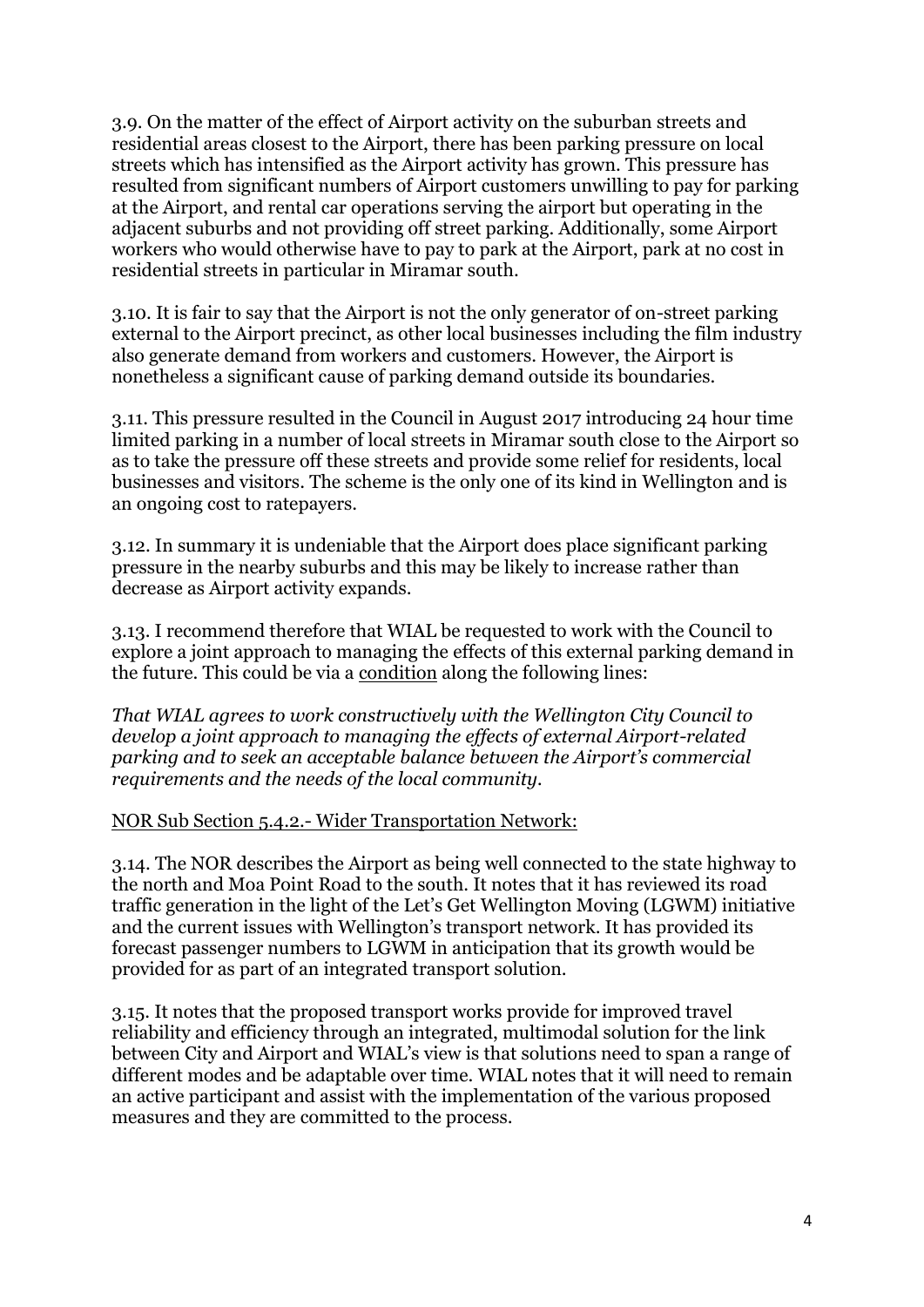3.9. On the matter of the effect of Airport activity on the suburban streets and residential areas closest to the Airport, there has been parking pressure on local streets which has intensified as the Airport activity has grown. This pressure has resulted from significant numbers of Airport customers unwilling to pay for parking at the Airport, and rental car operations serving the airport but operating in the adjacent suburbs and not providing off street parking. Additionally, some Airport workers who would otherwise have to pay to park at the Airport, park at no cost in residential streets in particular in Miramar south.

3.10. It is fair to say that the Airport is not the only generator of on-street parking external to the Airport precinct, as other local businesses including the film industry also generate demand from workers and customers. However, the Airport is nonetheless a significant cause of parking demand outside its boundaries.

3.11. This pressure resulted in the Council in August 2017 introducing 24 hour time limited parking in a number of local streets in Miramar south close to the Airport so as to take the pressure off these streets and provide some relief for residents, local businesses and visitors. The scheme is the only one of its kind in Wellington and is an ongoing cost to ratepayers.

3.12. In summary it is undeniable that the Airport does place significant parking pressure in the nearby suburbs and this may be likely to increase rather than decrease as Airport activity expands.

3.13. I recommend therefore that WIAL be requested to work with the Council to explore a joint approach to managing the effects of this external parking demand in the future. This could be via a <u>condition</u> along the following lines:

*That WIAL agrees to work constructively with the Wellington City Council to develop a joint approach to managing the effects of external Airport-related parking and to seek an acceptable balance between the Airport's commercial requirements and the needs of the local community.*

<u>NOR Sub Section 5.4.2.- Wider Transportation Network:</u>

3.14. The NOR describes the Airport as being well connected to the state highway to the north and Moa Point Road to the south. It notes that it has reviewed its road traffic generation in the light of the Let's Get Wellington Moving (LGWM) initiative and the current issues with Wellington's transport network. It has provided its forecast passenger numbers to LGWM in anticipation that its growth would be provided for as part of an integrated transport solution.

3.15. It notes that the proposed transport works provide for improved travel reliability and efficiency through an integrated, multimodal solution for the link between City and Airport and WIAL's view is that solutions need to span a range of different modes and be adaptable over time. WIAL notes that it will need to remain an active participant and assist with the implementation of the various proposed measures and they are committed to the process.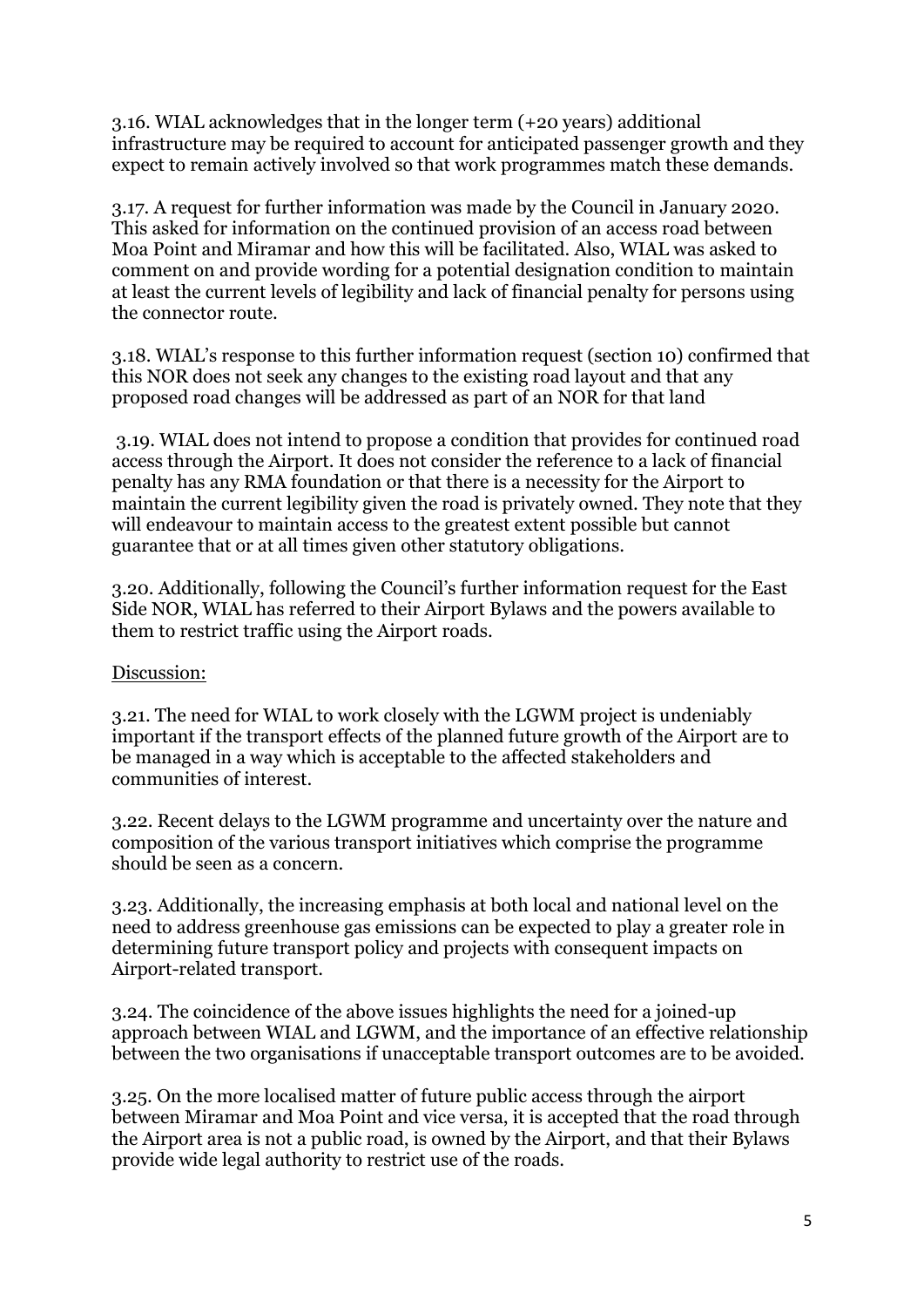3.16. WIAL acknowledges that in the longer term (+20 years) additional infrastructure may be required to account for anticipated passenger growth and they expect to remain actively involved so that work programmes match these demands.

3.17. A request for further information was made by the Council in January 2020. This asked for information on the continued provision of an access road between Moa Point and Miramar and how this will be facilitated. Also, WIAL was asked to comment on and provide wording for a potential designation condition to maintain at least the current levels of legibility and lack of financial penalty for persons using the connector route.

3.18. WIAL's response to this further information request (section 10) confirmed that this NOR does not seek any changes to the existing road layout and that any proposed road changes will be addressed as part of an NOR for that land

3.19. WIAL does not intend to propose a condition that provides for continued road access through the Airport. It does not consider the reference to a lack of financial penalty has any RMA foundation or that there is a necessity for the Airport to maintain the current legibility given the road is privately owned. They note that they will endeavour to maintain access to the greatest extent possible but cannot guarantee that or at all times given other statutory obligations.

3.20. Additionally, following the Council's further information request for the East Side NOR, WIAL has referred to their Airport Bylaws and the powers available to them to restrict traffic using the Airport roads.

Discussion:

3.21. The need for WIAL to work closely with the LGWM project is undeniably important if the transport effects of the planned future growth of the Airport are to be managed in a way which is acceptable to the affected stakeholders and communities of interest.

3.22. Recent delays to the LGWM programme and uncertainty over the nature and composition of the various transport initiatives which comprise the programme should be seen as a concern.

3.23. Additionally, the increasing emphasis at both local and national level on the need to address greenhouse gas emissions can be expected to play a greater role in determining future transport policy and projects with consequent impacts on Airport-related transport.

3.24. The coincidence of the above issues highlights the need for a joined-up approach between WIAL and LGWM, and the importance of an effective relationship between the two organisations if unacceptable transport outcomes are to be avoided.

3.25. On the more localised matter of future public access through the airport between Miramar and Moa Point and vice versa, it is accepted that the road through the Airport area is not a public road, is owned by the Airport, and that their Bylaws provide wide legal authority to restrict use of the roads.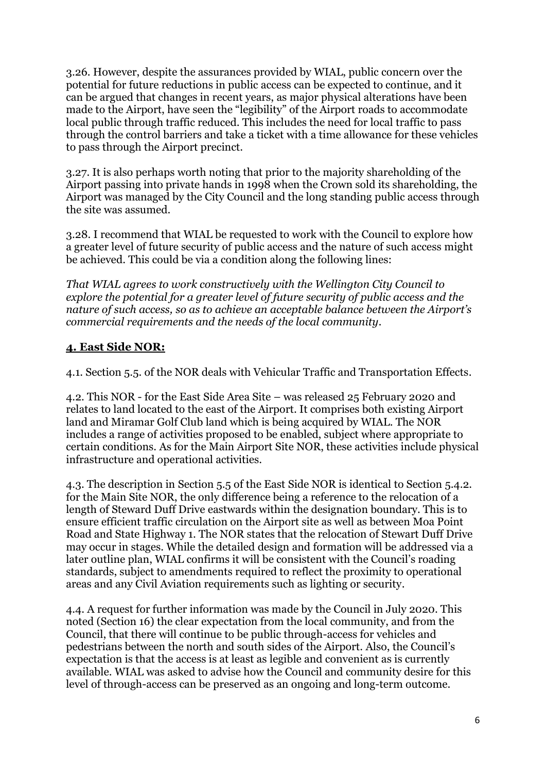3.26. However, despite the assurances provided by WIAL, public concern over the potential for future reductions in public access can be expected to continue, and it can be argued that changes in recent years, as major physical alterations have been made to the Airport, have seen the "legibility" of the Airport roads to accommodate local public through traffic reduced. This includes the need for local traffic to pass through the control barriers and take a ticket with a time allowance for these vehicles to pass through the Airport precinct.

3.27. It is also perhaps worth noting that prior to the majority shareholding of the Airport passing into private hands in 1998 when the Crown sold its shareholding, the Airport was managed by the City Council and the long standing public access through the site was assumed.

3.28. I recommend that WIAL be requested to work with the Council to explore how a greater level of future security of public access and the nature of such access might be achieved. This could be via a condition along the following lines:

*That WIAL agrees to work constructively with the Wellington City Council to explore the potential for a greater level of future security of public access and the nature of such access, so as to achieve an acceptable balance between the Airport's commercial requirements and the needs of the local community.*

## **4. East Side NOR:**

4.1. Section 5.5. of the NOR deals with Vehicular Traffic and Transportation Effects.

4.2. This NOR - for the East Side Area Site – was released 25 February 2020 and relates to land located to the east of the Airport. It comprises both existing Airport land and Miramar Golf Club land which is being acquired by WIAL. The NOR includes a range of activities proposed to be enabled, subject where appropriate to certain conditions. As for the Main Airport Site NOR, these activities include physical infrastructure and operational activities.

4.3. The description in Section 5.5 of the East Side NOR is identical to Section 5.4.2. for the Main Site NOR, the only difference being a reference to the relocation of a length of Steward Duff Drive eastwards within the designation boundary. This is to ensure efficient traffic circulation on the Airport site as well as between Moa Point Road and State Highway 1. The NOR states that the relocation of Stewart Duff Drive may occur in stages. While the detailed design and formation will be addressed via a later outline plan, WIAL confirms it will be consistent with the Council's roading standards, subject to amendments required to reflect the proximity to operational areas and any Civil Aviation requirements such as lighting or security.

4.4. A request for further information was made by the Council in July 2020. This noted (Section 16) the clear expectation from the local community, and from the Council, that there will continue to be public through-access for vehicles and pedestrians between the north and south sides of the Airport. Also, the Council's expectation is that the access is at least as legible and convenient as is currently available. WIAL was asked to advise how the Council and community desire for this level of through-access can be preserved as an ongoing and long-term outcome.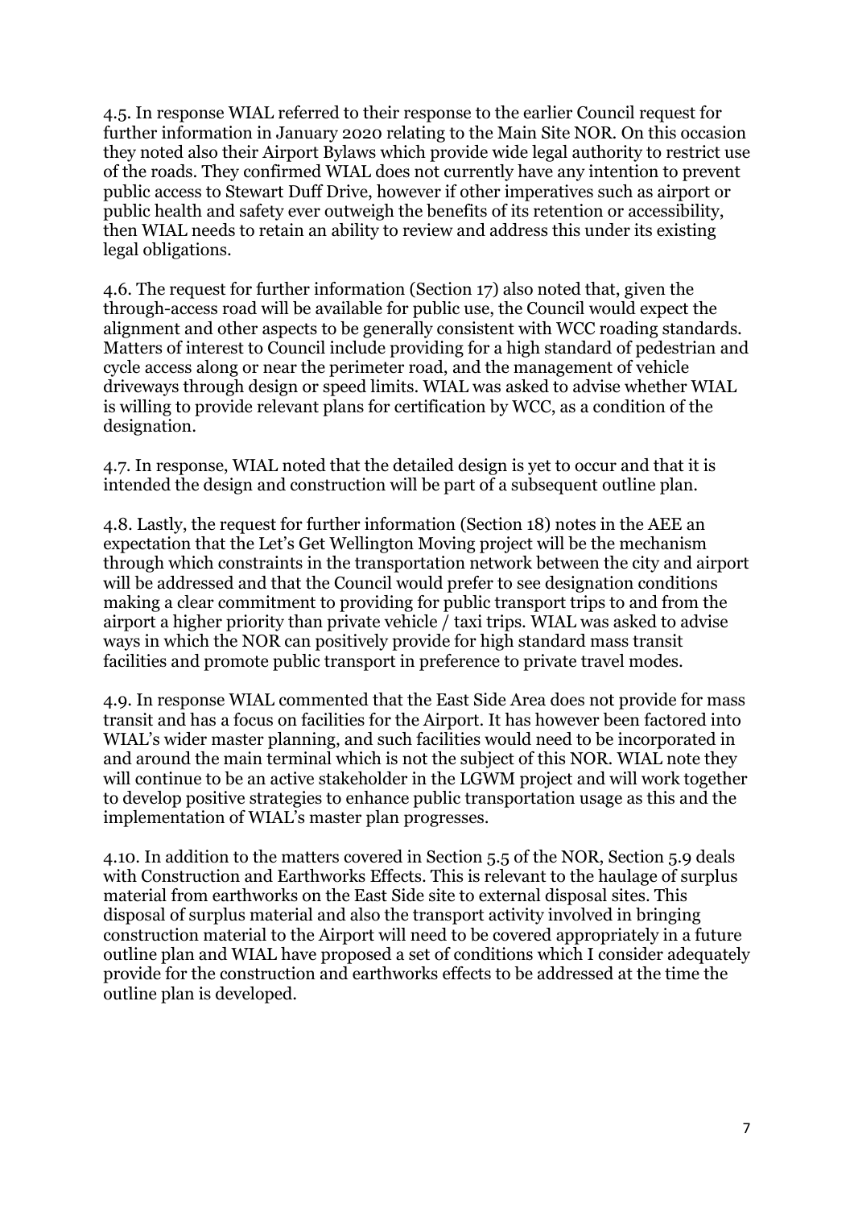4.5. In response WIAL referred to their response to the earlier Council request for further information in January 2020 relating to the Main Site NOR. On this occasion they noted also their Airport Bylaws which provide wide legal authority to restrict use of the roads. They confirmed WIAL does not currently have any intention to prevent public access to Stewart Duff Drive, however if other imperatives such as airport or public health and safety ever outweigh the benefits of its retention or accessibility, then WIAL needs to retain an ability to review and address this under its existing legal obligations.

4.6. The request for further information (Section 17) also noted that, given the through-access road will be available for public use, the Council would expect the alignment and other aspects to be generally consistent with WCC roading standards. Matters of interest to Council include providing for a high standard of pedestrian and cycle access along or near the perimeter road, and the management of vehicle driveways through design or speed limits. WIAL was asked to advise whether WIAL is willing to provide relevant plans for certification by WCC, as a condition of the designation.

4.7. In response, WIAL noted that the detailed design is yet to occur and that it is intended the design and construction will be part of a subsequent outline plan.

4.8. Lastly, the request for further information (Section 18) notes in the AEE an expectation that the Let's Get Wellington Moving project will be the mechanism through which constraints in the transportation network between the city and airport will be addressed and that the Council would prefer to see designation conditions making a clear commitment to providing for public transport trips to and from the airport a higher priority than private vehicle / taxi trips. WIAL was asked to advise ways in which the NOR can positively provide for high standard mass transit facilities and promote public transport in preference to private travel modes.

4.9. In response WIAL commented that the East Side Area does not provide for mass transit and has a focus on facilities for the Airport. It has however been factored into WIAL's wider master planning, and such facilities would need to be incorporated in and around the main terminal which is not the subject of this NOR. WIAL note they will continue to be an active stakeholder in the LGWM project and will work together to develop positive strategies to enhance public transportation usage as this and the implementation of WIAL's master plan progresses.

4.10. In addition to the matters covered in Section 5.5 of the NOR, Section 5.9 deals with Construction and Earthworks Effects. This is relevant to the haulage of surplus material from earthworks on the East Side site to external disposal sites. This disposal of surplus material and also the transport activity involved in bringing construction material to the Airport will need to be covered appropriately in a future outline plan and WIAL have proposed a set of conditions which I consider adequately provide for the construction and earthworks effects to be addressed at the time the outline plan is developed.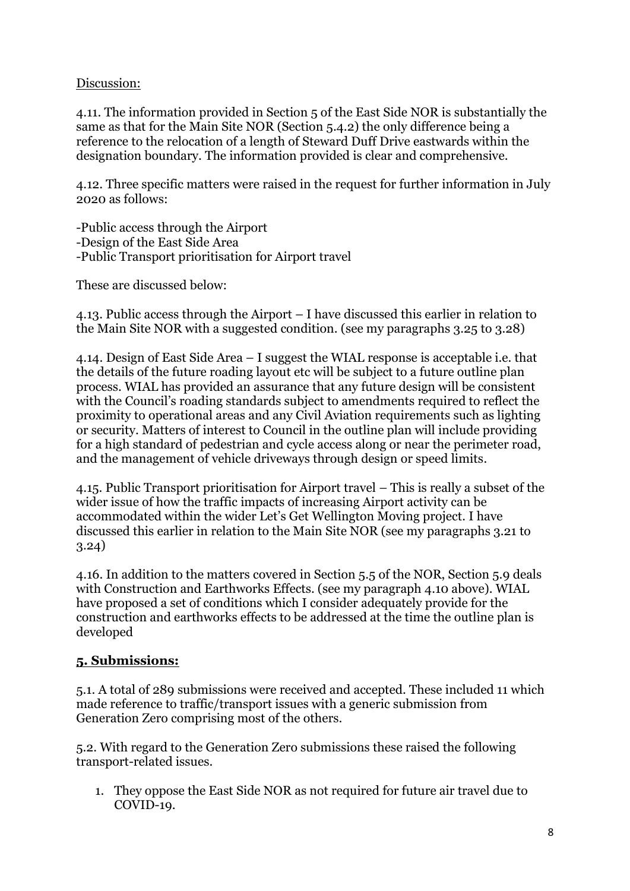Discussion:

4.11. The information provided in Section 5 of the East Side NOR is substantially the same as that for the Main Site NOR (Section 5.4.2) the only difference being a reference to the relocation of a length of Steward Duff Drive eastwards within the designation boundary. The information provided is clear and comprehensive.

4.12. Three specific matters were raised in the request for further information in July 2020 as follows:

-Public access through the Airport
-Design of the East Side Area
-Public Transport prioritisation for Airport travel

These are discussed below:

4.13. Public access through the Airport – I have discussed this earlier in relation to the Main Site NOR with a suggested condition. (see my paragraphs 3.25 to 3.28)

4.14. Design of East Side Area – I suggest the WIAL response is acceptable i.e. that the details of the future roading layout etc will be subject to a future outline plan process. WIAL has provided an assurance that any future design will be consistent with the Council's roading standards subject to amendments required to reflect the proximity to operational areas and any Civil Aviation requirements such as lighting or security. Matters of interest to Council in the outline plan will include providing for a high standard of pedestrian and cycle access along or near the perimeter road, and the management of vehicle driveways through design or speed limits.

4.15. Public Transport prioritisation for Airport travel – This is really a subset of the wider issue of how the traffic impacts of increasing Airport activity can be accommodated within the wider Let's Get Wellington Moving project. I have discussed this earlier in relation to the Main Site NOR (see my paragraphs 3.21 to 3.24)

4.16. In addition to the matters covered in Section 5.5 of the NOR, Section 5.9 deals with Construction and Earthworks Effects. (see my paragraph 4.10 above). WIAL have proposed a set of conditions which I consider adequately provide for the construction and earthworks effects to be addressed at the time the outline plan is developed

## 5. Submissions:

5.1. A total of 289 submissions were received and accepted. These included 11 which made reference to traffic/transport issues with a generic submission from Generation Zero comprising most of the others.

5.2. With regard to the Generation Zero submissions these raised the following transport-related issues.

1. They oppose the East Side NOR as not required for future air travel due to COVID-19.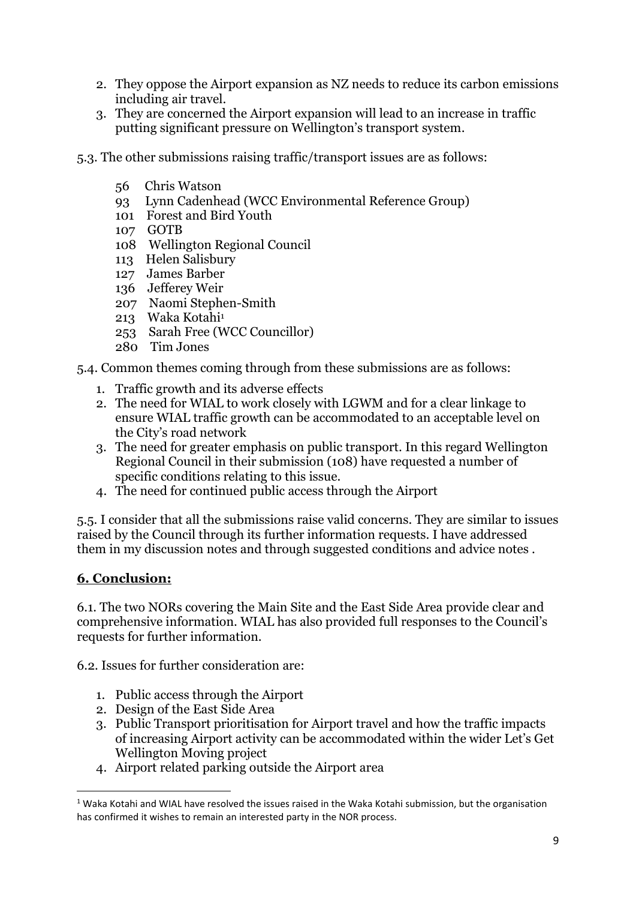2. They oppose the Airport expansion as NZ needs to reduce its carbon emissions including air travel.
3. They are concerned the Airport expansion will lead to an increase in traffic putting significant pressure on Wellington's transport system.

5.3. The other submissions raising traffic/transport issues are as follows:

- 56 Chris Watson
- 93 Lynn Cadenhead (WCC Environmental Reference Group)
- 101 Forest and Bird Youth
- 107 GOTB
- 108 Wellington Regional Council
- 113 Helen Salisbury
- 127 James Barber
- 136 Jefferey Weir
- 207 Naomi Stephen-Smith
- 213 Waka Kotahi[1]
- 253 Sarah Free (WCC Councillor)
- 280 Tim Jones

5.4. Common themes coming through from these submissions are as follows:

1. Traffic growth and its adverse effects
2. The need for WIAL to work closely with LGWM and for a clear linkage to ensure WIAL traffic growth can be accommodated to an acceptable level on the City's road network
3. The need for greater emphasis on public transport. In this regard Wellington Regional Council in their submission (108) have requested a number of specific conditions relating to this issue.
4. The need for continued public access through the Airport

5.5. I consider that all the submissions raise valid concerns. They are similar to issues raised by the Council through its further information requests. I have addressed them in my discussion notes and through suggested conditions and advice notes .

## 6. Conclusion:

6.1. The two NORs covering the Main Site and the East Side Area provide clear and comprehensive information. WIAL has also provided full responses to the Council's requests for further information.

6.2. Issues for further consideration are:

1. Public access through the Airport
2. Design of the East Side Area
3. Public Transport prioritisation for Airport travel and how the traffic impacts of increasing Airport activity can be accommodated within the wider Let's Get Wellington Moving project
4. Airport related parking outside the Airport area

[1] Waka Kotahi and WIAL have resolved the issues raised in the Waka Kotahi submission, but the organisation has confirmed it wishes to remain an interested party in the NOR process.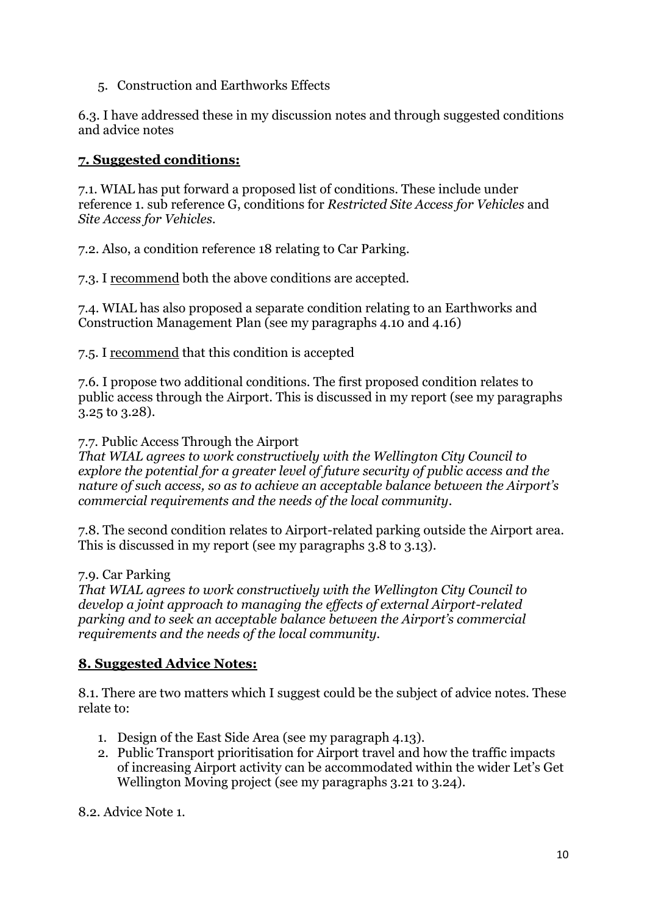5. Construction and Earthworks Effects

6.3. I have addressed these in my discussion notes and through suggested conditions and advice notes

## **7. Suggested conditions:**

7.1. WIAL has put forward a proposed list of conditions. These include under reference 1. sub reference G, conditions for *Restricted Site Access for Vehicles* and *Site Access for Vehicles*.

7.2. Also, a condition reference 18 relating to Car Parking.

7.3. I recommend both the above conditions are accepted.

7.4. WIAL has also proposed a separate condition relating to an Earthworks and Construction Management Plan (see my paragraphs 4.10 and 4.16)

7.5. I recommend that this condition is accepted

7.6. I propose two additional conditions. The first proposed condition relates to public access through the Airport. This is discussed in my report (see my paragraphs 3.25 to 3.28).

7.7. Public Access Through the Airport
*That WIAL agrees to work constructively with the Wellington City Council to explore the potential for a greater level of future security of public access and the nature of such access, so as to achieve an acceptable balance between the Airport's commercial requirements and the needs of the local community.*

7.8. The second condition relates to Airport-related parking outside the Airport area. This is discussed in my report (see my paragraphs 3.8 to 3.13).

7.9. Car Parking
*That WIAL agrees to work constructively with the Wellington City Council to develop a joint approach to managing the effects of external Airport-related parking and to seek an acceptable balance between the Airport's commercial requirements and the needs of the local community.*

## **8. Suggested Advice Notes:**

8.1. There are two matters which I suggest could be the subject of advice notes. These relate to:

1. Design of the East Side Area (see my paragraph 4.13).
2. Public Transport prioritisation for Airport travel and how the traffic impacts of increasing Airport activity can be accommodated within the wider Let's Get Wellington Moving project (see my paragraphs 3.21 to 3.24).

8.2. Advice Note 1.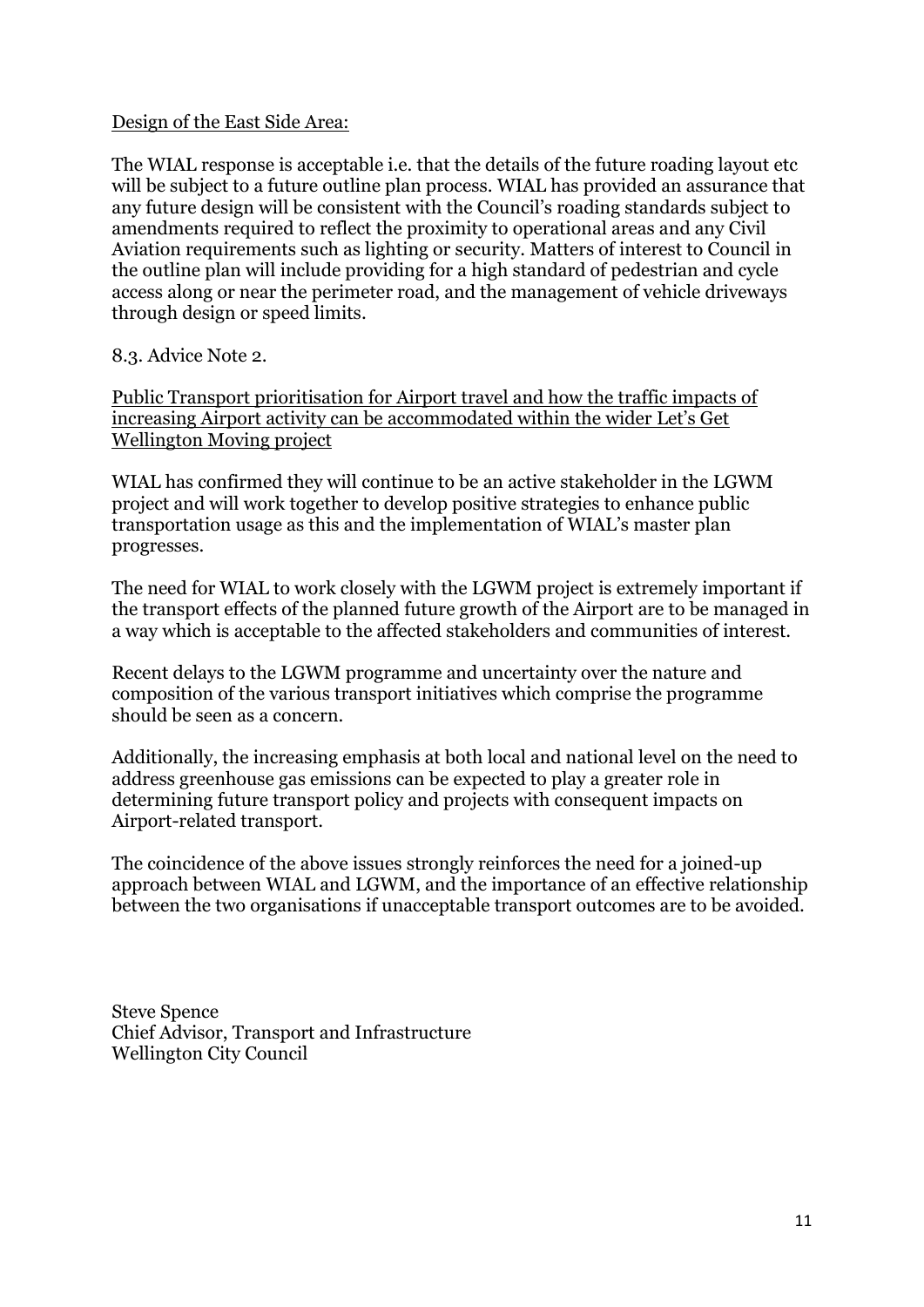Design of the East Side Area:

The WIAL response is acceptable i.e. that the details of the future roading layout etc will be subject to a future outline plan process. WIAL has provided an assurance that any future design will be consistent with the Council's roading standards subject to amendments required to reflect the proximity to operational areas and any Civil Aviation requirements such as lighting or security. Matters of interest to Council in the outline plan will include providing for a high standard of pedestrian and cycle access along or near the perimeter road, and the management of vehicle driveways through design or speed limits.

8.3. Advice Note 2.

Public Transport prioritisation for Airport travel and how the traffic impacts of increasing Airport activity can be accommodated within the wider Let's Get Wellington Moving project

WIAL has confirmed they will continue to be an active stakeholder in the LGWM project and will work together to develop positive strategies to enhance public transportation usage as this and the implementation of WIAL's master plan progresses.

The need for WIAL to work closely with the LGWM project is extremely important if the transport effects of the planned future growth of the Airport are to be managed in a way which is acceptable to the affected stakeholders and communities of interest.

Recent delays to the LGWM programme and uncertainty over the nature and composition of the various transport initiatives which comprise the programme should be seen as a concern.

Additionally, the increasing emphasis at both local and national level on the need to address greenhouse gas emissions can be expected to play a greater role in determining future transport policy and projects with consequent impacts on Airport-related transport.

The coincidence of the above issues strongly reinforces the need for a joined-up approach between WIAL and LGWM, and the importance of an effective relationship between the two organisations if unacceptable transport outcomes are to be avoided.

Steve Spence
Chief Advisor, Transport and Infrastructure
Wellington City Council